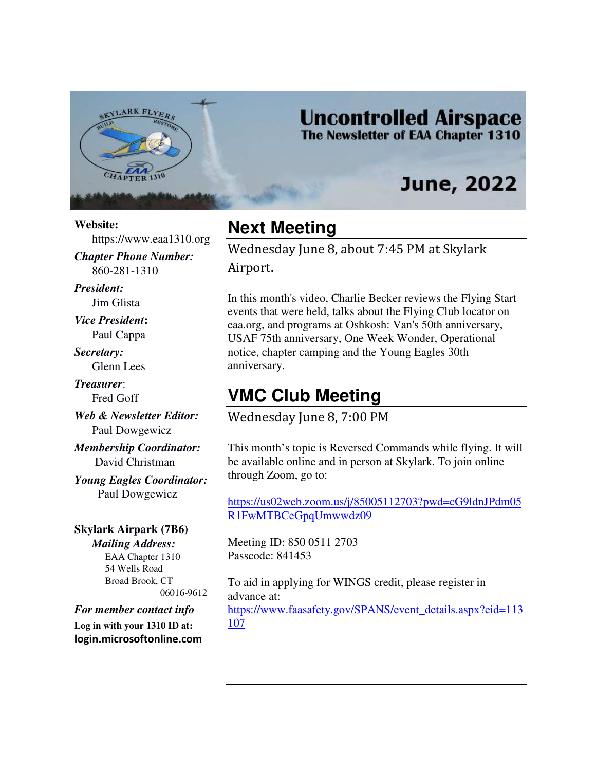# Uncontrolled Airspace

**The Newsletter of EAA Chapter 1310**

**June, 2022**

**Website:**
https://www.eaa1310.org

***Chapter Phone Number:***
860-281-1310

***President:***
Jim Glista

***Vice President*:**
Paul Cappa

***Secretary:***
Glenn Lees

***Treasurer*:**
Fred Goff

***Web & Newsletter Editor:***
Paul Dowgewicz

***Membership Coordinator:***
David Christman

***Young Eagles Coordinator:***
Paul Dowgewicz

**Skylark Airpark (7B6)**

***Mailing Address:***
EAA Chapter 1310
54 Wells Road
Broad Brook, CT
06016-9612

***For member contact info***
**Log in with your 1310 ID at:**
**login.microsoftonline.com**

## Next Meeting

Wednesday June 8, about 7:45 PM at Skylark Airport.

In this month's video, Charlie Becker reviews the Flying Start events that were held, talks about the Flying Club locator on eaa.org, and programs at Oshkosh: Van's 50th anniversary, USAF 75th anniversary, One Week Wonder, Operational notice, chapter camping and the Young Eagles 30th anniversary.

## VMC Club Meeting

Wednesday June 8, 7:00 PM

This month's topic is Reversed Commands while flying. It will be available online and in person at Skylark. To join online through Zoom, go to:

https://us02web.zoom.us/j/85005112703?pwd=cG9ldnJPdm05R1FwMTBCeGpqUmwwdz09

Meeting ID: 850 0511 2703
Passcode: 841453

To aid in applying for WINGS credit, please register in advance at:
https://www.faasafety.gov/SPANS/event_details.aspx?eid=113107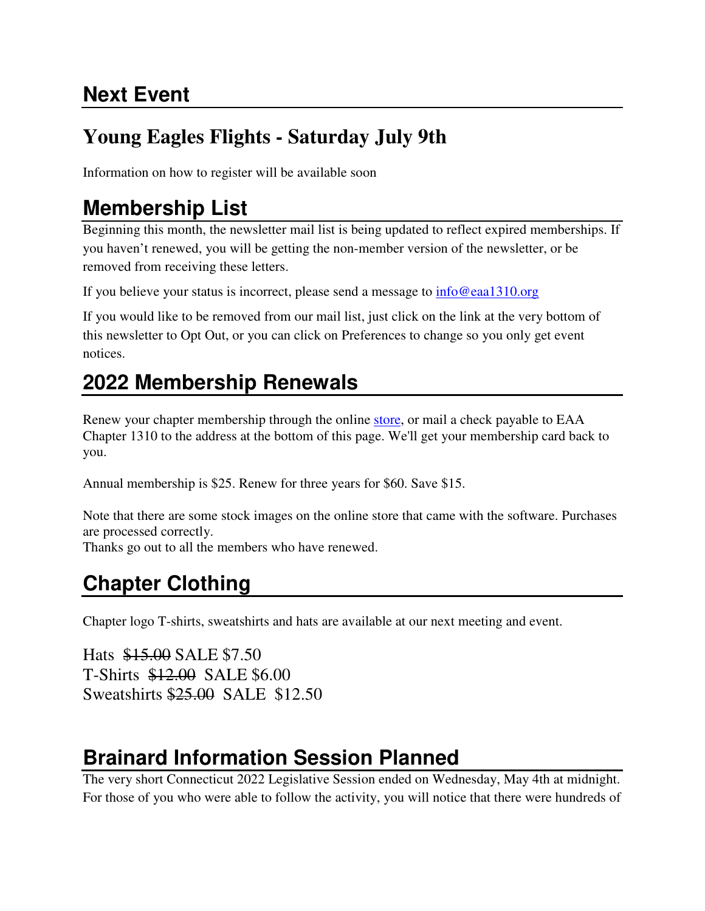## Next Event

## Young Eagles Flights - Saturday July 9th

Information on how to register will be available soon

## Membership List

Beginning this month, the newsletter mail list is being updated to reflect expired memberships. If you haven't renewed, you will be getting the non-member version of the newsletter, or be removed from receiving these letters.

If you believe your status is incorrect, please send a message to info@eaa1310.org

If you would like to be removed from our mail list, just click on the link at the very bottom of this newsletter to Opt Out, or you can click on Preferences to change so you only get event notices.

## 2022 Membership Renewals

Renew your chapter membership through the online store, or mail a check payable to EAA Chapter 1310 to the address at the bottom of this page. We'll get your membership card back to you.

Annual membership is $25. Renew for three years for $60. Save $15.

Note that there are some stock images on the online store that came with the software. Purchases are processed correctly.
Thanks go out to all the members who have renewed.

## Chapter Clothing

Chapter logo T-shirts, sweatshirts and hats are available at our next meeting and event.

Hats ~~$15.00~~ SALE $7.50
T-Shirts ~~$12.00~~ SALE $6.00
Sweatshirts ~~$25.00~~ SALE $12.50

## Brainard Information Session Planned

The very short Connecticut 2022 Legislative Session ended on Wednesday, May 4th at midnight. For those of you who were able to follow the activity, you will notice that there were hundreds of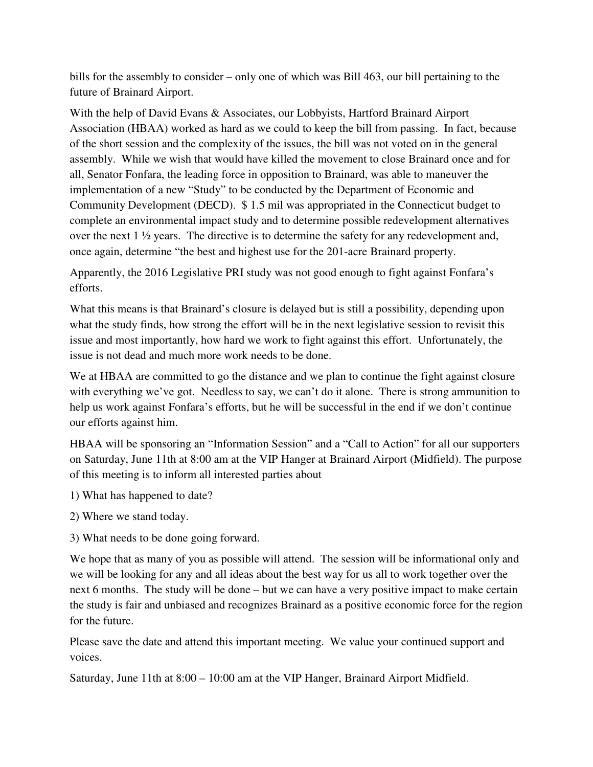bills for the assembly to consider – only one of which was Bill 463, our bill pertaining to the future of Brainard Airport.

With the help of David Evans & Associates, our Lobbyists, Hartford Brainard Airport Association (HBAA) worked as hard as we could to keep the bill from passing. In fact, because of the short session and the complexity of the issues, the bill was not voted on in the general assembly. While we wish that would have killed the movement to close Brainard once and for all, Senator Fonfara, the leading force in opposition to Brainard, was able to maneuver the implementation of a new "Study" to be conducted by the Department of Economic and Community Development (DECD). $ 1.5 mil was appropriated in the Connecticut budget to complete an environmental impact study and to determine possible redevelopment alternatives over the next 1 ½ years. The directive is to determine the safety for any redevelopment and, once again, determine "the best and highest use for the 201-acre Brainard property.

Apparently, the 2016 Legislative PRI study was not good enough to fight against Fonfara's efforts.

What this means is that Brainard's closure is delayed but is still a possibility, depending upon what the study finds, how strong the effort will be in the next legislative session to revisit this issue and most importantly, how hard we work to fight against this effort. Unfortunately, the issue is not dead and much more work needs to be done.

We at HBAA are committed to go the distance and we plan to continue the fight against closure with everything we've got. Needless to say, we can't do it alone. There is strong ammunition to help us work against Fonfara's efforts, but he will be successful in the end if we don't continue our efforts against him.

HBAA will be sponsoring an "Information Session" and a "Call to Action" for all our supporters on Saturday, June 11th at 8:00 am at the VIP Hanger at Brainard Airport (Midfield). The purpose of this meeting is to inform all interested parties about

1) What has happened to date?

2) Where we stand today.

3) What needs to be done going forward.

We hope that as many of you as possible will attend. The session will be informational only and we will be looking for any and all ideas about the best way for us all to work together over the next 6 months. The study will be done – but we can have a very positive impact to make certain the study is fair and unbiased and recognizes Brainard as a positive economic force for the region for the future.

Please save the date and attend this important meeting. We value your continued support and voices.

Saturday, June 11th at 8:00 – 10:00 am at the VIP Hanger, Brainard Airport Midfield.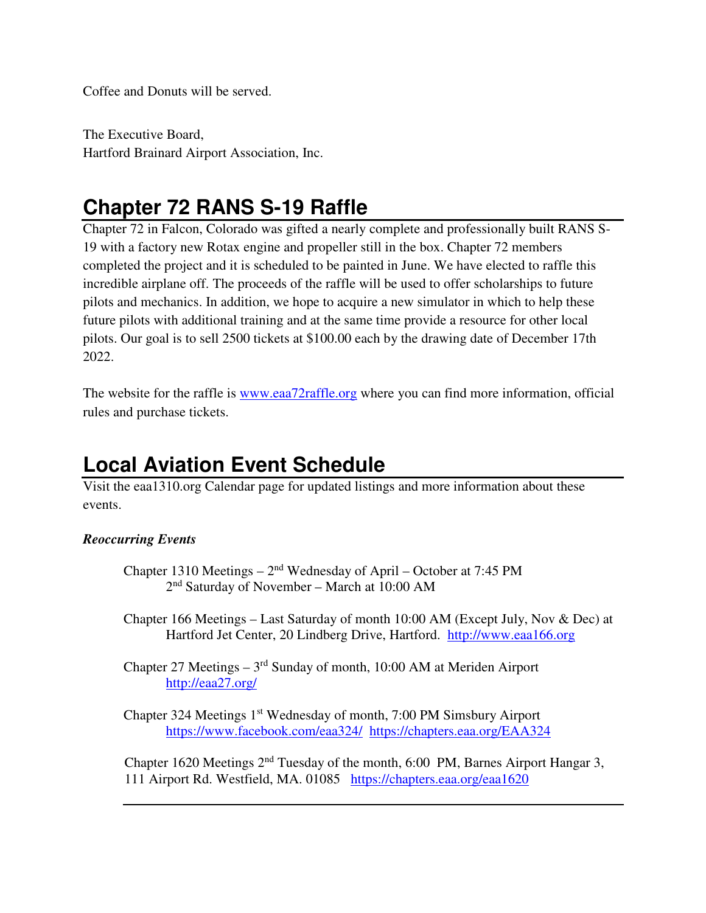Coffee and Donuts will be served.

The Executive Board,
Hartford Brainard Airport Association, Inc.

## Chapter 72 RANS S-19 Raffle

Chapter 72 in Falcon, Colorado was gifted a nearly complete and professionally built RANS S-19 with a factory new Rotax engine and propeller still in the box. Chapter 72 members completed the project and it is scheduled to be painted in June. We have elected to raffle this incredible airplane off. The proceeds of the raffle will be used to offer scholarships to future pilots and mechanics. In addition, we hope to acquire a new simulator in which to help these future pilots with additional training and at the same time provide a resource for other local pilots. Our goal is to sell 2500 tickets at $100.00 each by the drawing date of December 17th 2022.

The website for the raffle is www.eaa72raffle.org where you can find more information, official rules and purchase tickets.

## Local Aviation Event Schedule

Visit the eaa1310.org Calendar page for updated listings and more information about these events.

***Reoccurring Events***

Chapter 1310 Meetings – 2nd Wednesday of April – October at 7:45 PM
2nd Saturday of November – March at 10:00 AM

Chapter 166 Meetings – Last Saturday of month 10:00 AM (Except July, Nov & Dec) at Hartford Jet Center, 20 Lindberg Drive, Hartford. http://www.eaa166.org

Chapter 27 Meetings – 3rd Sunday of month, 10:00 AM at Meriden Airport
http://eaa27.org/

Chapter 324 Meetings 1st Wednesday of month, 7:00 PM Simsbury Airport
https://www.facebook.com/eaa324/ https://chapters.eaa.org/EAA324

Chapter 1620 Meetings 2nd Tuesday of the month, 6:00 PM, Barnes Airport Hangar 3, 111 Airport Rd. Westfield, MA. 01085 https://chapters.eaa.org/eaa1620

---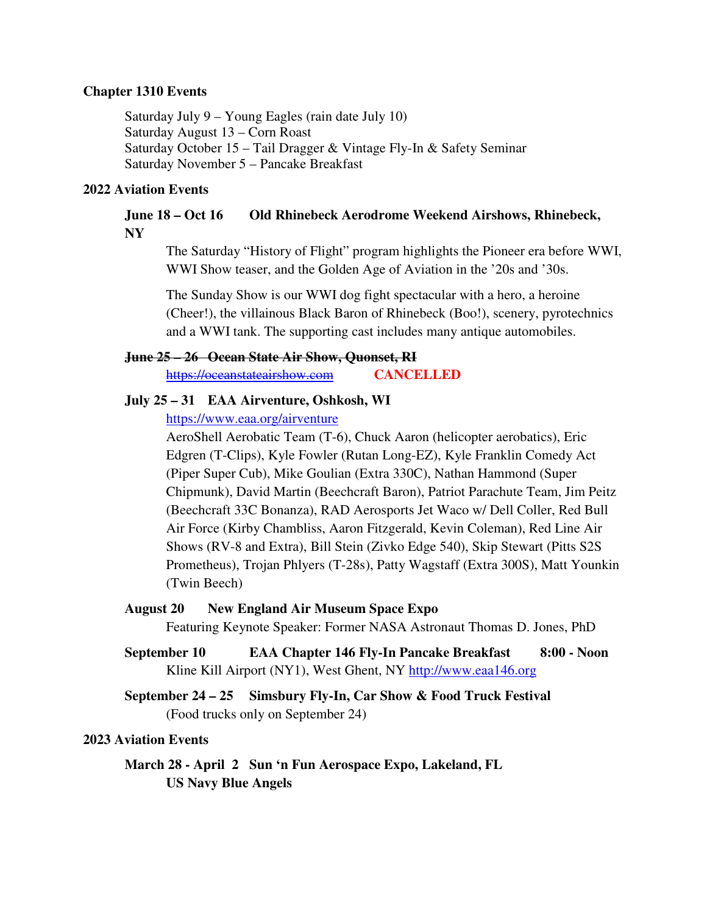**Chapter 1310 Events**

Saturday July 9 – Young Eagles (rain date July 10)
Saturday August 13 – Corn Roast
Saturday October 15 – Tail Dragger & Vintage Fly-In & Safety Seminar
Saturday November 5 – Pancake Breakfast

**2022 Aviation Events**

**June 18 – Oct 16 Old Rhinebeck Aerodrome Weekend Airshows, Rhinebeck, NY**

The Saturday "History of Flight" program highlights the Pioneer era before WWI, WWI Show teaser, and the Golden Age of Aviation in the '20s and '30s.

The Sunday Show is our WWI dog fight spectacular with a hero, a heroine (Cheer!), the villainous Black Baron of Rhinebeck (Boo!), scenery, pyrotechnics and a WWI tank. The supporting cast includes many antique automobiles.

~~**June 25 – 26 Ocean State Air Show, Quonset, RI**~~
~~https://oceanstateairshow.com~~ **CANCELLED**

**July 25 – 31 EAA Airventure, Oshkosh, WI**

https://www.eaa.org/airventure

AeroShell Aerobatic Team (T-6), Chuck Aaron (helicopter aerobatics), Eric Edgren (T-Clips), Kyle Fowler (Rutan Long-EZ), Kyle Franklin Comedy Act (Piper Super Cub), Mike Goulian (Extra 330C), Nathan Hammond (Super Chipmunk), David Martin (Beechcraft Baron), Patriot Parachute Team, Jim Peitz (Beechcraft 33C Bonanza), RAD Aerosports Jet Waco w/ Dell Coller, Red Bull Air Force (Kirby Chambliss, Aaron Fitzgerald, Kevin Coleman), Red Line Air Shows (RV-8 and Extra), Bill Stein (Zivko Edge 540), Skip Stewart (Pitts S2S Prometheus), Trojan Phlyers (T-28s), Patty Wagstaff (Extra 300S), Matt Younkin (Twin Beech)

**August 20 New England Air Museum Space Expo**

Featuring Keynote Speaker: Former NASA Astronaut Thomas D. Jones, PhD

**September 10 EAA Chapter 146 Fly-In Pancake Breakfast 8:00 - Noon**

Kline Kill Airport (NY1), West Ghent, NY http://www.eaa146.org

**September 24 – 25 Simsbury Fly-In, Car Show & Food Truck Festival**

(Food trucks only on September 24)

**2023 Aviation Events**

**March 28 - April 2 Sun 'n Fun Aerospace Expo, Lakeland, FL**
**US Navy Blue Angels**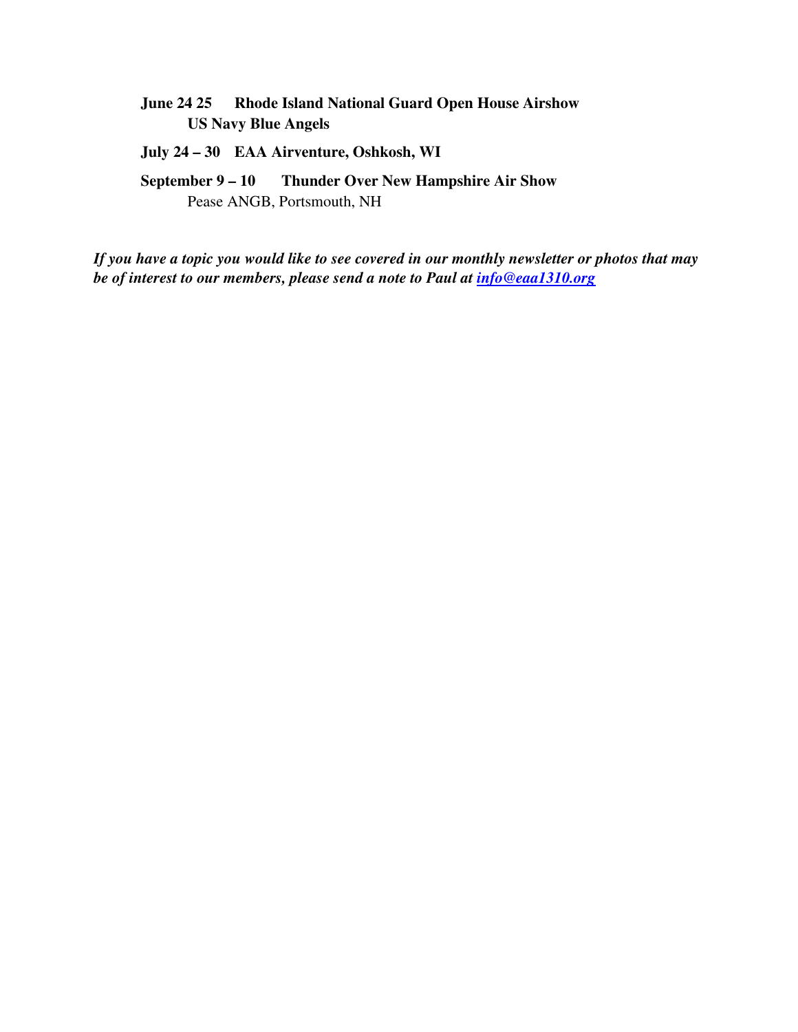**June 24 25 Rhode Island National Guard Open House Airshow**
**US Navy Blue Angels**

**July 24 – 30 EAA Airventure, Oshkosh, WI**

**September 9 – 10 Thunder Over New Hampshire Air Show**
Pease ANGB, Portsmouth, NH

***If you have a topic you would like to see covered in our monthly newsletter or photos that may be of interest to our members, please send a note to Paul at info@eaa1310.org***